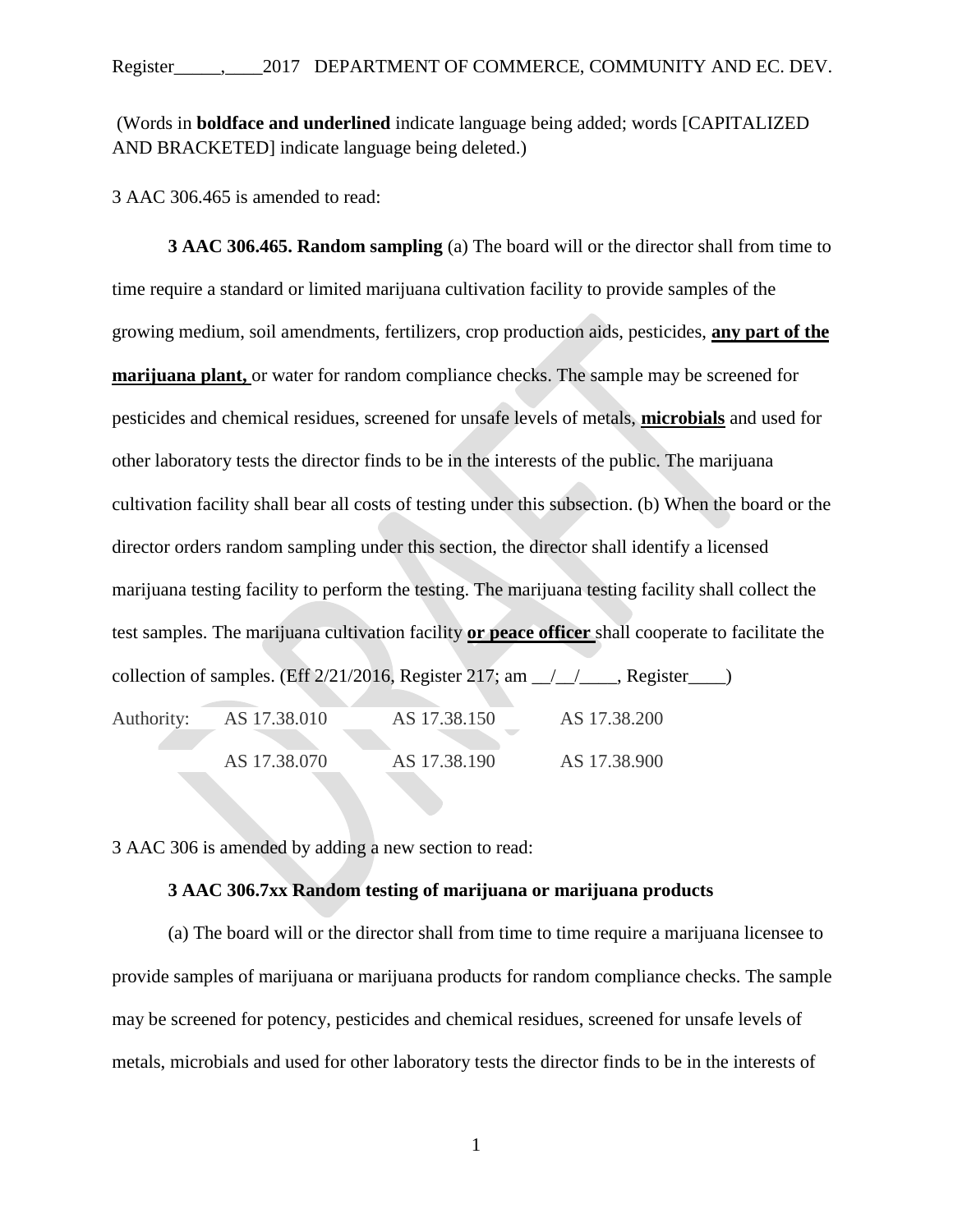(Words in **boldface and underlined** indicate language being added; words [CAPITALIZED AND BRACKETED] indicate language being deleted.)

3 AAC 306.465 is amended to read:

**3 AAC 306.465. Random sampling** (a) The board will or the director shall from time to time require a standard or limited marijuana cultivation facility to provide samples of the growing medium, soil amendments, fertilizers, crop production aids, pesticides, **<u>any part of the marijuana plant,</u>** or water for random compliance checks. The sample may be screened for pesticides and chemical residues, screened for unsafe levels of metals, **<u>microbials</u>** and used for other laboratory tests the director finds to be in the interests of the public. The marijuana cultivation facility shall bear all costs of testing under this subsection. (b) When the board or the director orders random sampling under this section, the director shall identify a licensed marijuana testing facility to perform the testing. The marijuana testing facility shall collect the test samples. The marijuana cultivation facility **<u>or peace officer</u>** shall cooperate to facilitate the collection of samples. (Eff 2/21/2016, Register 217; am \_\_/\_\_/\_\_\_\_, Register\_\_\_\_)

| Authority: | AS 17.38.010 | AS 17.38.150 | AS 17.38.200 |
|---|---|---|---|
| | AS 17.38.070 | AS 17.38.190 | AS 17.38.900 |

3 AAC 306 is amended by adding a new section to read:

**3 AAC 306.7xx Random testing of marijuana or marijuana products**

(a) The board will or the director shall from time to time require a marijuana licensee to provide samples of marijuana or marijuana products for random compliance checks. The sample may be screened for potency, pesticides and chemical residues, screened for unsafe levels of metals, microbials and used for other laboratory tests the director finds to be in the interests of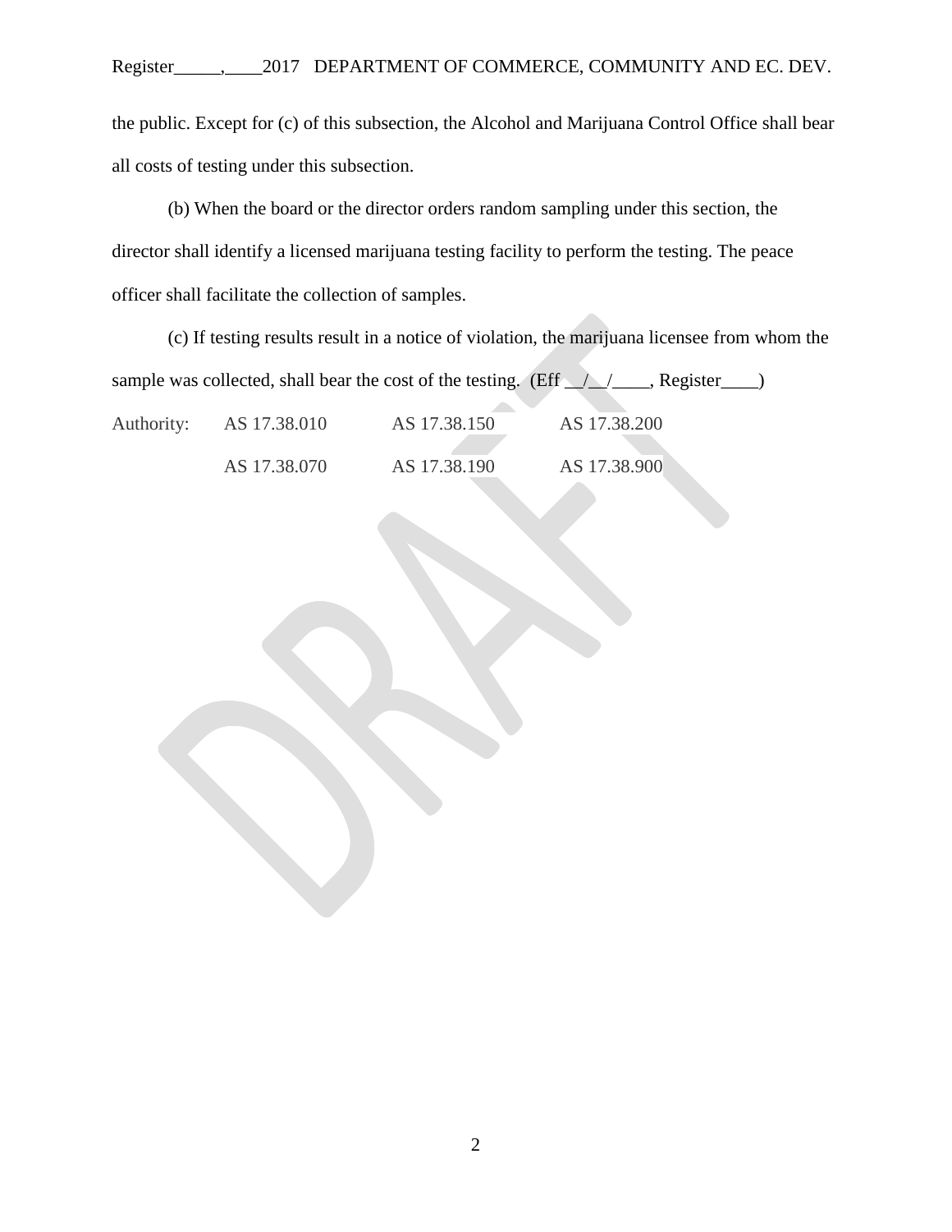the public. Except for (c) of this subsection, the Alcohol and Marijuana Control Office shall bear all costs of testing under this subsection.

(b) When the board or the director orders random sampling under this section, the director shall identify a licensed marijuana testing facility to perform the testing. The peace officer shall facilitate the collection of samples.

(c) If testing results result in a notice of violation, the marijuana licensee from whom the sample was collected, shall bear the cost of the testing. (Eff __/__/____, Register____)

| Authority: | AS 17.38.010 | AS 17.38.150 | AS 17.38.200 |
|---|---|---|---|
| | AS 17.38.070 | AS 17.38.190 | AS 17.38.900 |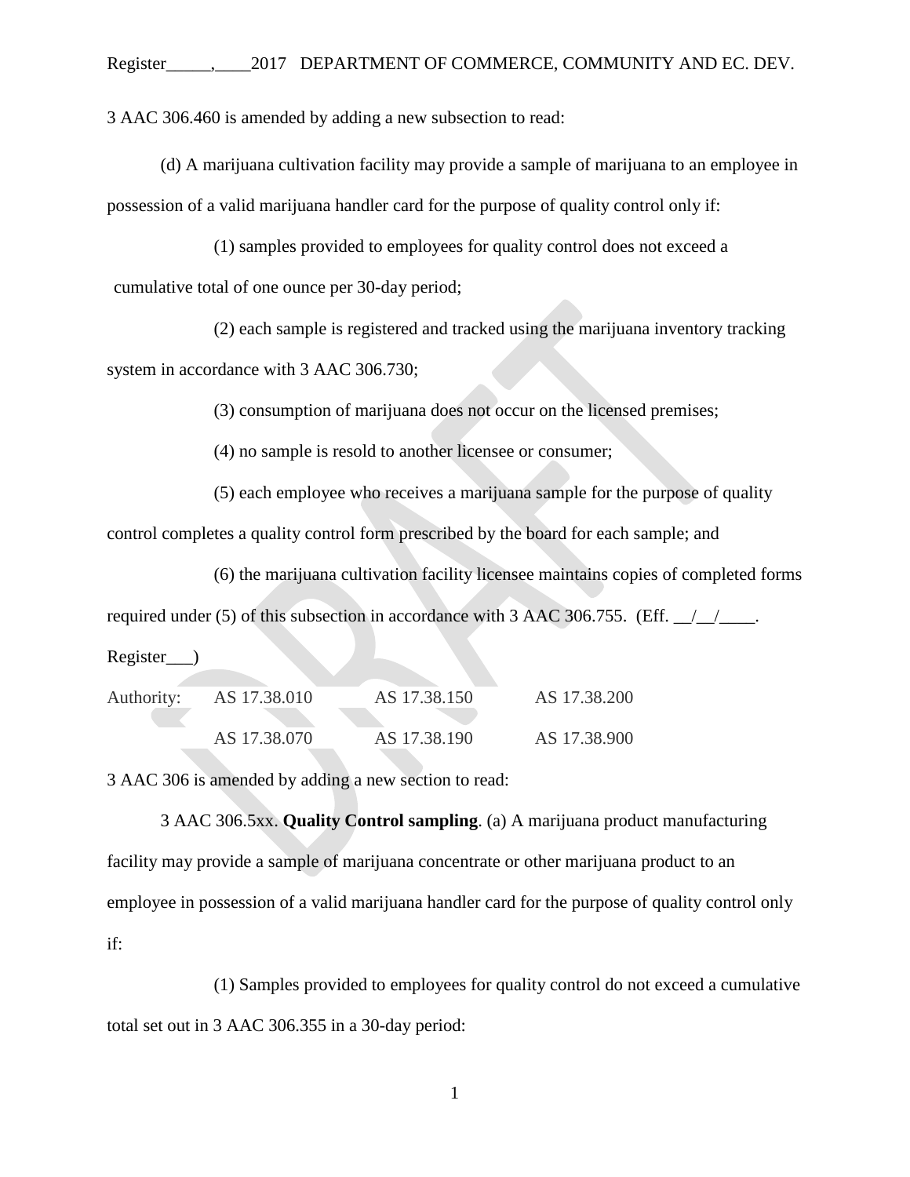3 AAC 306.460 is amended by adding a new subsection to read:

(d) A marijuana cultivation facility may provide a sample of marijuana to an employee in possession of a valid marijuana handler card for the purpose of quality control only if:

(1) samples provided to employees for quality control does not exceed a cumulative total of one ounce per 30-day period;

(2) each sample is registered and tracked using the marijuana inventory tracking system in accordance with 3 AAC 306.730;

(3) consumption of marijuana does not occur on the licensed premises;

(4) no sample is resold to another licensee or consumer;

(5) each employee who receives a marijuana sample for the purpose of quality control completes a quality control form prescribed by the board for each sample; and

(6) the marijuana cultivation facility licensee maintains copies of completed forms required under (5) of this subsection in accordance with 3 AAC 306.755. (Eff. __/__/____. Register___)

| Authority: | AS 17.38.010 | AS 17.38.150 | AS 17.38.200 |
|---|---|---|---|
| | AS 17.38.070 | AS 17.38.190 | AS 17.38.900 |

3 AAC 306 is amended by adding a new section to read:

3 AAC 306.5xx. **Quality Control sampling**. (a) A marijuana product manufacturing facility may provide a sample of marijuana concentrate or other marijuana product to an employee in possession of a valid marijuana handler card for the purpose of quality control only if:

(1) Samples provided to employees for quality control do not exceed a cumulative total set out in 3 AAC 306.355 in a 30-day period: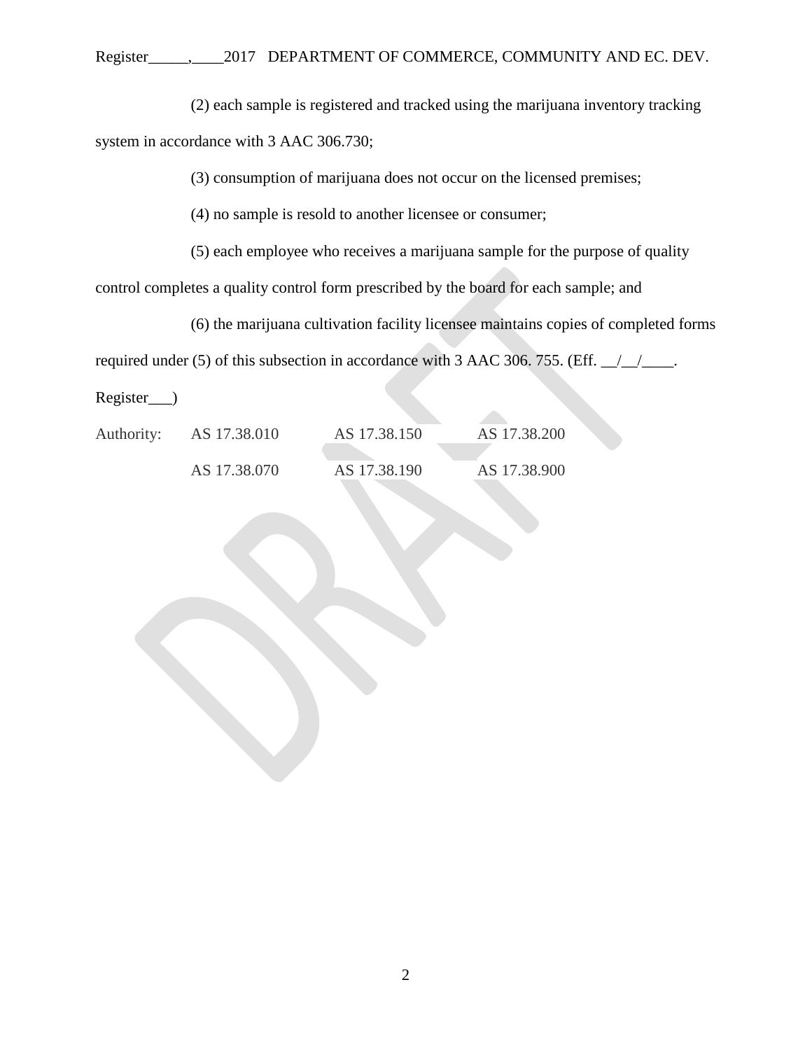(2) each sample is registered and tracked using the marijuana inventory tracking system in accordance with 3 AAC 306.730;

(3) consumption of marijuana does not occur on the licensed premises;

(4) no sample is resold to another licensee or consumer;

(5) each employee who receives a marijuana sample for the purpose of quality control completes a quality control form prescribed by the board for each sample; and

(6) the marijuana cultivation facility licensee maintains copies of completed forms required under (5) of this subsection in accordance with 3 AAC 306. 755. (Eff. __/__/____, Register___)

| Authority: | AS 17.38.010 | AS 17.38.150 | AS 17.38.200 |
|---|---|---|---|
| | AS 17.38.070 | AS 17.38.190 | AS 17.38.900 |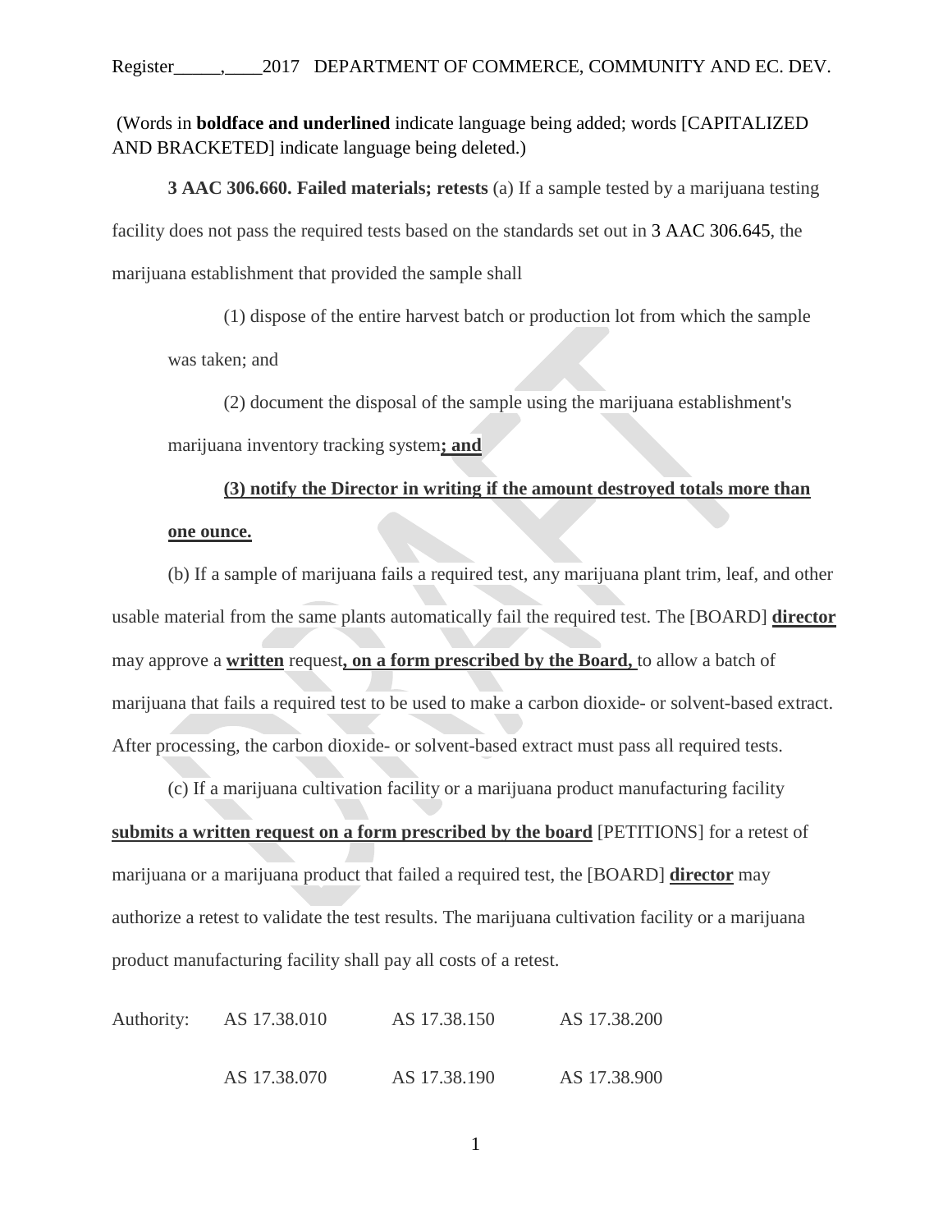(Words in **boldface and underlined** indicate language being added; words [CAPITALIZED AND BRACKETED] indicate language being deleted.)

**3 AAC 306.660. Failed materials; retests** (a) If a sample tested by a marijuana testing facility does not pass the required tests based on the standards set out in 3 AAC 306.645, the marijuana establishment that provided the sample shall

(1) dispose of the entire harvest batch or production lot from which the sample was taken; and

(2) document the disposal of the sample using the marijuana establishment's marijuana inventory tracking system**<u>; and</u>**

**<u>(3) notify the Director in writing if the amount destroyed totals more than one ounce.</u>**

(b) If a sample of marijuana fails a required test, any marijuana plant trim, leaf, and other usable material from the same plants automatically fail the required test. The [BOARD] **<u>director</u>** may approve a **<u>written</u>** request**<u>, on a form prescribed by the Board,</u>** to allow a batch of marijuana that fails a required test to be used to make a carbon dioxide- or solvent-based extract. After processing, the carbon dioxide- or solvent-based extract must pass all required tests.

(c) If a marijuana cultivation facility or a marijuana product manufacturing facility **<u>submits a written request on a form prescribed by the board</u>** [PETITIONS] for a retest of marijuana or a marijuana product that failed a required test, the [BOARD] **<u>director</u>** may authorize a retest to validate the test results. The marijuana cultivation facility or a marijuana product manufacturing facility shall pay all costs of a retest.

| Authority: | AS 17.38.010 | AS 17.38.150 | AS 17.38.200 |
|---|---|---|---|
| | AS 17.38.070 | AS 17.38.190 | AS 17.38.900 |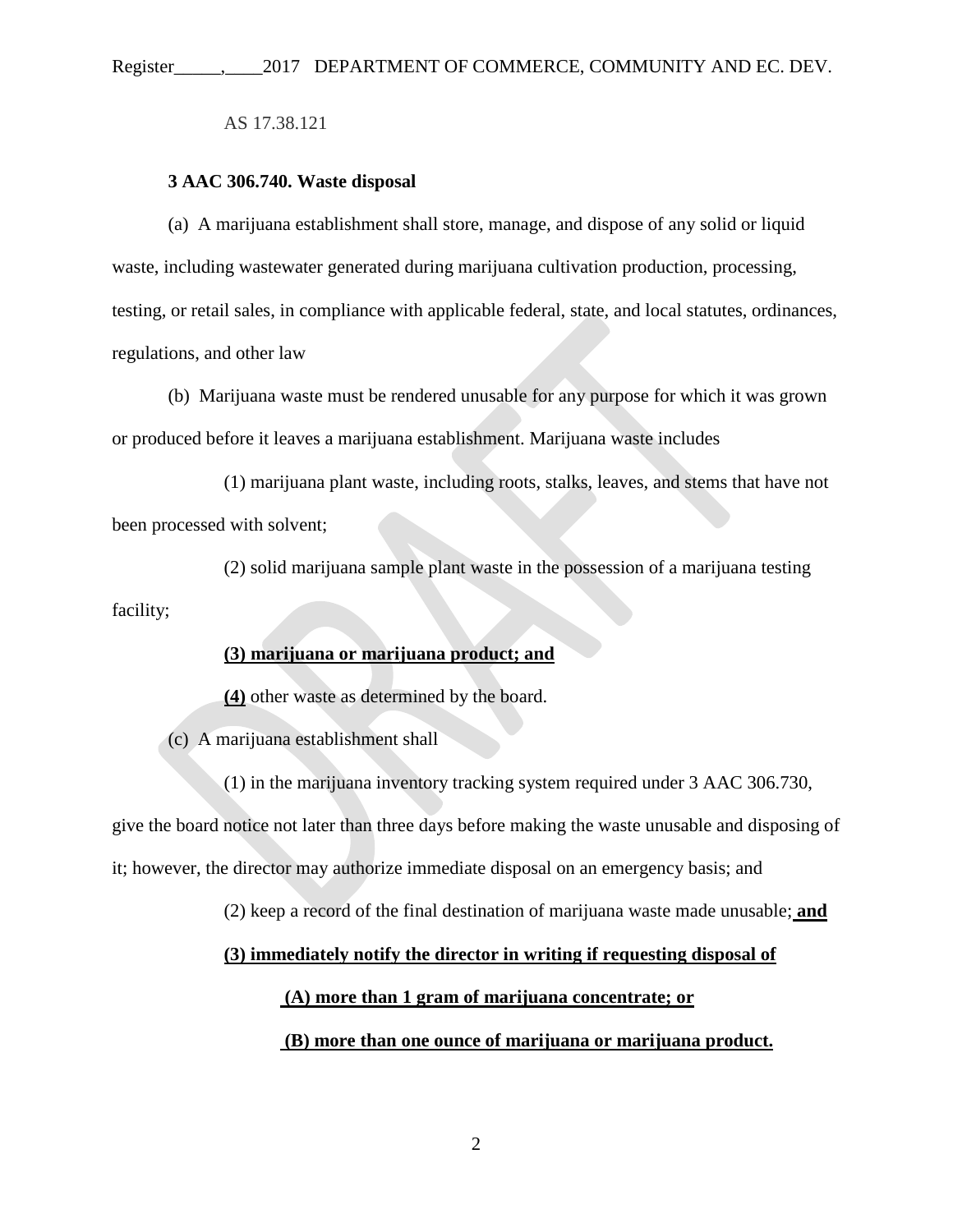AS 17.38.121

**3 AAC 306.740. Waste disposal**

(a) A marijuana establishment shall store, manage, and dispose of any solid or liquid waste, including wastewater generated during marijuana cultivation production, processing, testing, or retail sales, in compliance with applicable federal, state, and local statutes, ordinances, regulations, and other law

(b) Marijuana waste must be rendered unusable for any purpose for which it was grown or produced before it leaves a marijuana establishment. Marijuana waste includes

(1) marijuana plant waste, including roots, stalks, leaves, and stems that have not been processed with solvent;

(2) solid marijuana sample plant waste in the possession of a marijuana testing facility;

**(3) marijuana or marijuana product; and**

**(4)** other waste as determined by the board.

(c) A marijuana establishment shall

(1) in the marijuana inventory tracking system required under 3 AAC 306.730, give the board notice not later than three days before making the waste unusable and disposing of it; however, the director may authorize immediate disposal on an emergency basis; and

(2) keep a record of the final destination of marijuana waste made unusable; **and**

**(3) immediately notify the director in writing if requesting disposal of**

**(A) more than 1 gram of marijuana concentrate; or**

**(B) more than one ounce of marijuana or marijuana product.**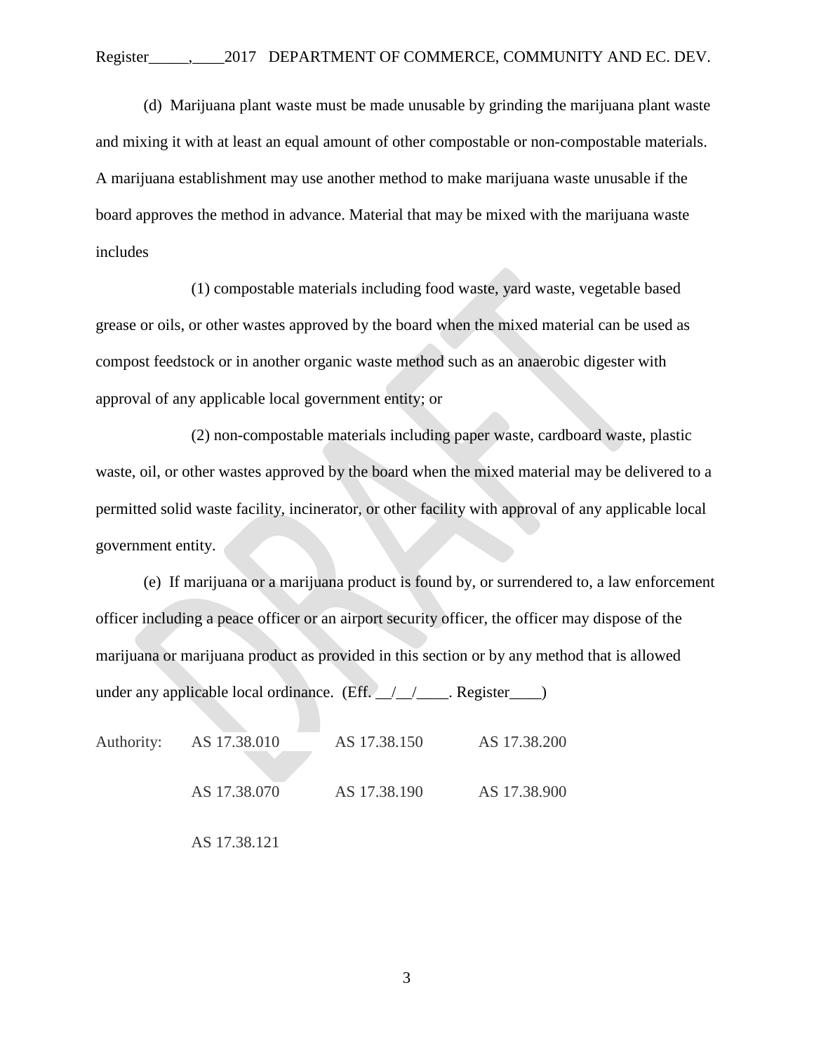(d) Marijuana plant waste must be made unusable by grinding the marijuana plant waste and mixing it with at least an equal amount of other compostable or non-compostable materials. A marijuana establishment may use another method to make marijuana waste unusable if the board approves the method in advance. Material that may be mixed with the marijuana waste includes

(1) compostable materials including food waste, yard waste, vegetable based grease or oils, or other wastes approved by the board when the mixed material can be used as compost feedstock or in another organic waste method such as an anaerobic digester with approval of any applicable local government entity; or

(2) non-compostable materials including paper waste, cardboard waste, plastic waste, oil, or other wastes approved by the board when the mixed material may be delivered to a permitted solid waste facility, incinerator, or other facility with approval of any applicable local government entity.

(e) If marijuana or a marijuana product is found by, or surrendered to, a law enforcement officer including a peace officer or an airport security officer, the officer may dispose of the marijuana or marijuana product as provided in this section or by any method that is allowed under any applicable local ordinance. (Eff. __/__/____. Register____)

| | | | |
|---|---|---|---|
| Authority: | AS 17.38.010 | AS 17.38.150 | AS 17.38.200 |
| | AS 17.38.070 | AS 17.38.190 | AS 17.38.900 |
| | AS 17.38.121 | | |